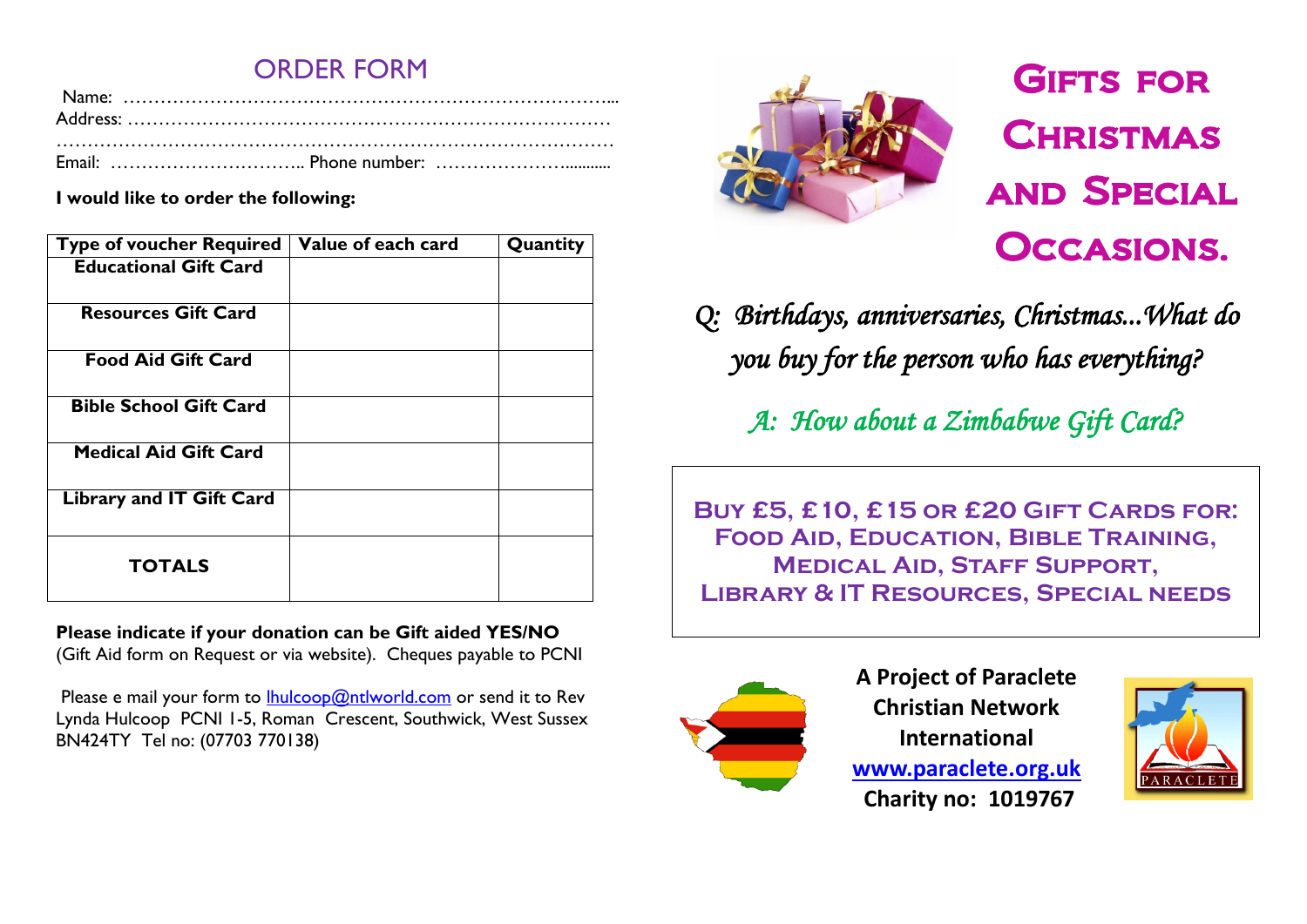## ORDER FORM

Name: ……………………………………………………………………...
Address: ……………………………………………………………………
………………………………………………………………………………
Email: ………………………….. Phone number: …………………...........

**I would like to order the following:**

| Type of voucher Required | Value of each card | Quantity |
|---|---|---|
| **Educational Gift Card** | | |
| **Resources Gift Card** | | |
| **Food Aid Gift Card** | | |
| **Bible School Gift Card** | | |
| **Medical Aid Gift Card** | | |
| **Library and IT Gift Card** | | |
| **TOTALS** | | |

**Please indicate if your donation can be Gift aided YES/NO**
(Gift Aid form on Request or via website). Cheques payable to PCNI

Please e mail your form to lhulcoop@ntlworld.com or send it to Rev Lynda Hulcoop PCNI 1-5, Roman Crescent, Southwick, West Sussex BN424TY Tel no: (07703 770138)

# Gifts for Christmas and Special Occasions.

*Q: Birthdays, anniversaries, Christmas...What do you buy for the person who has everything?*

*A: How about a Zimbabwe Gift Card?*

**Buy £5, £10, £15 or £20 Gift Cards for: Food Aid, Education, Bible Training, Medical Aid, Staff Support, Library & IT Resources, Special needs**

**A Project of Paraclete Christian Network International**
**www.paraclete.org.uk**
**Charity no: 1019767**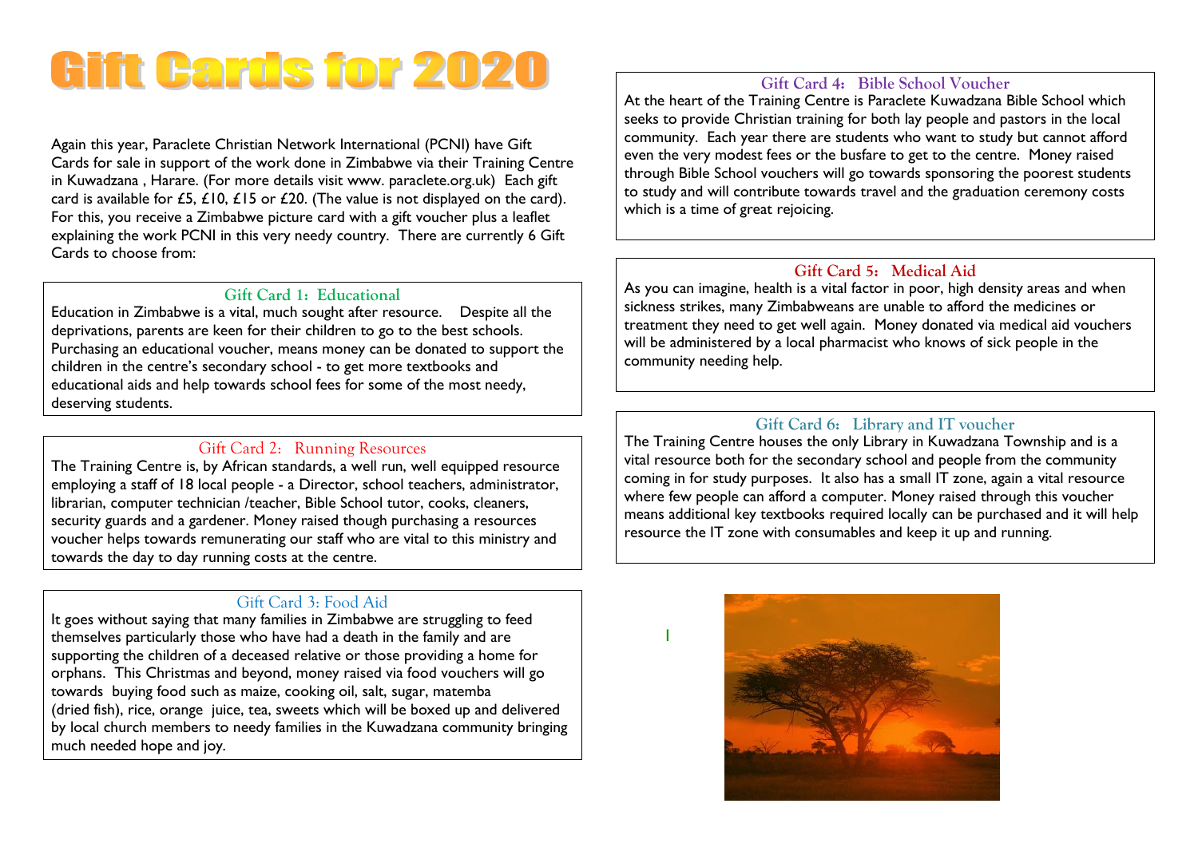# Gift Cards for 2020

Again this year, Paraclete Christian Network International (PCNI) have Gift Cards for sale in support of the work done in Zimbabwe via their Training Centre in Kuwadzana , Harare. (For more details visit www. paraclete.org.uk) Each gift card is available for £5, £10, £15 or £20. (The value is not displayed on the card). For this, you receive a Zimbabwe picture card with a gift voucher plus a leaflet explaining the work PCNI in this very needy country. There are currently 6 Gift Cards to choose from:

### Gift Card 1: Educational

Education in Zimbabwe is a vital, much sought after resource. Despite all the deprivations, parents are keen for their children to go to the best schools. Purchasing an educational voucher, means money can be donated to support the children in the centre's secondary school - to get more textbooks and educational aids and help towards school fees for some of the most needy, deserving students.

### Gift Card 2: Running Resources

The Training Centre is, by African standards, a well run, well equipped resource employing a staff of 18 local people - a Director, school teachers, administrator, librarian, computer technician /teacher, Bible School tutor, cooks, cleaners, security guards and a gardener. Money raised though purchasing a resources voucher helps towards remunerating our staff who are vital to this ministry and towards the day to day running costs at the centre.

### Gift Card 3: Food Aid

It goes without saying that many families in Zimbabwe are struggling to feed themselves particularly those who have had a death in the family and are supporting the children of a deceased relative or those providing a home for orphans. This Christmas and beyond, money raised via food vouchers will go towards buying food such as maize, cooking oil, salt, sugar, matemba (dried fish), rice, orange juice, tea, sweets which will be boxed up and delivered by local church members to needy families in the Kuwadzana community bringing much needed hope and joy.

### Gift Card 4: Bible School Voucher

At the heart of the Training Centre is Paraclete Kuwadzana Bible School which seeks to provide Christian training for both lay people and pastors in the local community. Each year there are students who want to study but cannot afford even the very modest fees or the busfare to get to the centre. Money raised through Bible School vouchers will go towards sponsoring the poorest students to study and will contribute towards travel and the graduation ceremony costs which is a time of great rejoicing.

### Gift Card 5: Medical Aid

As you can imagine, health is a vital factor in poor, high density areas and when sickness strikes, many Zimbabweans are unable to afford the medicines or treatment they need to get well again. Money donated via medical aid vouchers will be administered by a local pharmacist who knows of sick people in the community needing help.

### Gift Card 6: Library and IT voucher

The Training Centre houses the only Library in Kuwadzana Township and is a vital resource both for the secondary school and people from the community coming in for study purposes. It also has a small IT zone, again a vital resource where few people can afford a computer. Money raised through this voucher means additional key textbooks required locally can be purchased and it will help resource the IT zone with consumables and keep it up and running.